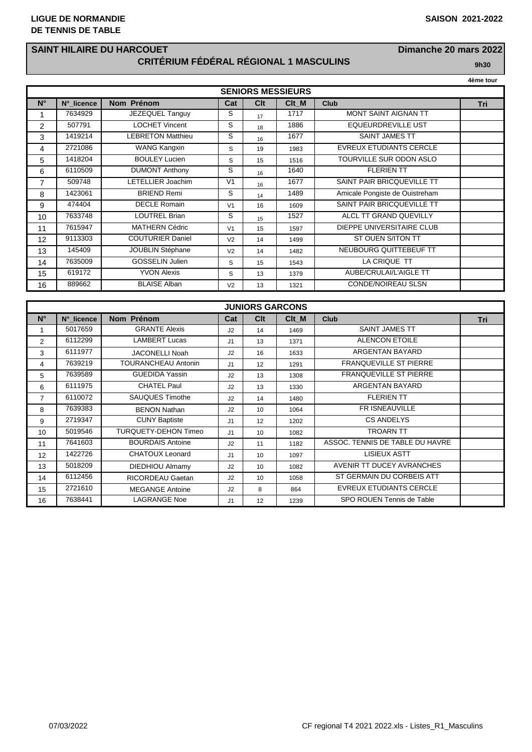**LIGUE DE NORMANDIE**
**DE TENNIS DE TABLE**

**SAISON 2021-2022**

## SAINT HILAIRE DU HARCOUET

**Dimanche 20 mars 2022**

## CRITÉRIUM FÉDÉRAL RÉGIONAL 1 MASCULINS

**9h30**

**4ème tour**

### SENIORS MESSIEURS

| N° | N°_licence | Nom Prénom | Cat | Clt | Clt_M | Club | Tri |
|---|---|---|---|---|---|---|---|
| 1 | 7634929 | JEZEQUEL Tanguy | S | 17 | 1717 | MONT SAINT AIGNAN TT | |
| 2 | 507791 | LOCHET Vincent | S | 18 | 1886 | EQUEURDREVILLE UST | |
| 3 | 1419214 | LEBRETON Matthieu | S | 16 | 1677 | SAINT JAMES TT | |
| 4 | 2721086 | WANG Kangxin | S | 19 | 1983 | EVREUX ETUDIANTS CERCLE | |
| 5 | 1418204 | BOULEY Lucien | S | 15 | 1516 | TOURVILLE SUR ODON ASLO | |
| 6 | 6110509 | DUMONT Anthony | S | 16 | 1640 | FLERIEN TT | |
| 7 | 509748 | LETELLIER Joachim | V1 | 16 | 1677 | SAINT PAIR BRICQUEVILLE TT | |
| 8 | 1423061 | BRIEND Remi | S | 14 | 1489 | Amicale Pongiste de Ouistreham | |
| 9 | 474404 | DECLE Romain | V1 | 16 | 1609 | SAINT PAIR BRICQUEVILLE TT | |
| 10 | 7633748 | LOUTREL Brian | S | 15 | 1527 | ALCL TT GRAND QUEVILLY | |
| 11 | 7615947 | MATHERN Cédric | V1 | 15 | 1597 | DIEPPE UNIVERSITAIRE CLUB | |
| 12 | 9113303 | COUTURIER Daniel | V2 | 14 | 1499 | ST OUEN S/ITON TT | |
| 13 | 145409 | JOUBLIN Stéphane | V2 | 14 | 1482 | NEUBOURG QUITTEBEUF TT | |
| 14 | 7635009 | GOSSELIN Julien | S | 15 | 1543 | LA CRIQUE TT | |
| 15 | 619172 | YVON Alexis | S | 13 | 1379 | AUBE/CRULAI/L'AIGLE TT | |
| 16 | 889662 | BLAISE Alban | V2 | 13 | 1321 | CONDE/NOIREAU SLSN | |

### JUNIORS GARCONS

| N° | N°_licence | Nom Prénom | Cat | Clt | Clt_M | Club | Tri |
|---|---|---|---|---|---|---|---|
| 1 | 5017659 | GRANTE Alexis | J2 | 14 | 1469 | SAINT JAMES TT | |
| 2 | 6112299 | LAMBERT Lucas | J1 | 13 | 1371 | ALENCON ETOILE | |
| 3 | 6111977 | JACONELLI Noah | J2 | 16 | 1633 | ARGENTAN BAYARD | |
| 4 | 7639219 | TOURANCHEAU Antonin | J1 | 12 | 1291 | FRANQUEVILLE ST PIERRE | |
| 5 | 7639589 | GUEDIDA Yassin | J2 | 13 | 1308 | FRANQUEVILLE ST PIERRE | |
| 6 | 6111975 | CHATEL Paul | J2 | 13 | 1330 | ARGENTAN BAYARD | |
| 7 | 6110072 | SAUQUES Timothe | J2 | 14 | 1480 | FLERIEN TT | |
| 8 | 7639383 | BENON Nathan | J2 | 10 | 1064 | FR ISNEAUVILLE | |
| 9 | 2719347 | CUNY Baptiste | J1 | 12 | 1202 | CS ANDELYS | |
| 10 | 5019546 | TURQUETY-DEHON Timeo | J1 | 10 | 1082 | TROARN TT | |
| 11 | 7641603 | BOURDAIS Antoine | J2 | 11 | 1182 | ASSOC. TENNIS DE TABLE DU HAVRE | |
| 12 | 1422726 | CHATOUX Leonard | J1 | 10 | 1097 | LISIEUX ASTT | |
| 13 | 5018209 | DIEDHIOU Almamy | J2 | 10 | 1082 | AVENIR TT DUCEY AVRANCHES | |
| 14 | 6112456 | RICORDEAU Gaetan | J2 | 10 | 1058 | ST GERMAIN DU CORBEIS ATT | |
| 15 | 2721610 | MEGANGE Antoine | J2 | 8 | 864 | EVREUX ETUDIANTS CERCLE | |
| 16 | 7638441 | LAGRANGE Noe | J1 | 12 | 1239 | SPO ROUEN Tennis de Table | |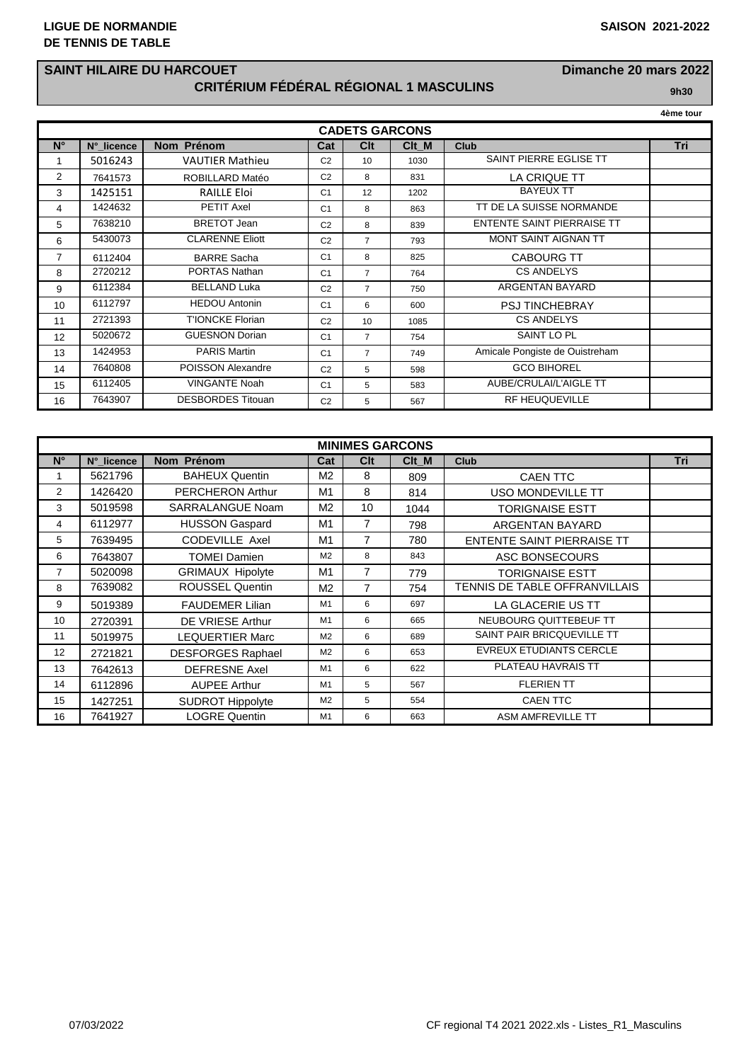**LIGUE DE NORMANDIE**
**DE TENNIS DE TABLE**

**SAISON 2021-2022**

## SAINT HILAIRE DU HARCOUET

**Dimanche 20 mars 2022**

## CRITÉRIUM FÉDÉRAL RÉGIONAL 1 MASCULINS

**9h30**

**4ème tour**

| CADETS GARCONS | | | | | | | |
|---|---|---|---|---|---|---|---|
| N° | N°_licence | Nom Prénom | Cat | Clt | Clt_M | Club | Tri |
| 1 | 5016243 | VAUTIER Mathieu | C2 | 10 | 1030 | SAINT PIERRE EGLISE TT | |
| 2 | 7641573 | ROBILLARD Matéo | C2 | 8 | 831 | LA CRIQUE TT | |
| 3 | 1425151 | RAILLE Eloi | C1 | 12 | 1202 | BAYEUX TT | |
| 4 | 1424632 | PETIT Axel | C1 | 8 | 863 | TT DE LA SUISSE NORMANDE | |
| 5 | 7638210 | BRETOT Jean | C2 | 8 | 839 | ENTENTE SAINT PIERRAISE TT | |
| 6 | 5430073 | CLARENNE Eliott | C2 | 7 | 793 | MONT SAINT AIGNAN TT | |
| 7 | 6112404 | BARRE Sacha | C1 | 8 | 825 | CABOURG TT | |
| 8 | 2720212 | PORTAS Nathan | C1 | 7 | 764 | CS ANDELYS | |
| 9 | 6112384 | BELLAND Luka | C2 | 7 | 750 | ARGENTAN BAYARD | |
| 10 | 6112797 | HEDOU Antonin | C1 | 6 | 600 | PSJ TINCHEBRAY | |
| 11 | 2721393 | T'IONCKE Florian | C2 | 10 | 1085 | CS ANDELYS | |
| 12 | 5020672 | GUESNON Dorian | C1 | 7 | 754 | SAINT LO PL | |
| 13 | 1424953 | PARIS Martin | C1 | 7 | 749 | Amicale Pongiste de Ouistreham | |
| 14 | 7640808 | POISSON Alexandre | C2 | 5 | 598 | GCO BIHOREL | |
| 15 | 6112405 | VINGANTE Noah | C1 | 5 | 583 | AUBE/CRULAI/L'AIGLE TT | |
| 16 | 7643907 | DESBORDES Titouan | C2 | 5 | 567 | RF HEUQUEVILLE | |

| MINIMES GARCONS | | | | | | | |
|---|---|---|---|---|---|---|---|
| N° | N°_licence | Nom Prénom | Cat | Clt | Clt_M | Club | Tri |
| 1 | 5621796 | BAHEUX Quentin | M2 | 8 | 809 | CAEN TTC | |
| 2 | 1426420 | PERCHERON Arthur | M1 | 8 | 814 | USO MONDEVILLE TT | |
| 3 | 5019598 | SARRALANGUE Noam | M2 | 10 | 1044 | TORIGNAISE ESTT | |
| 4 | 6112977 | HUSSON Gaspard | M1 | 7 | 798 | ARGENTAN BAYARD | |
| 5 | 7639495 | CODEVILLE Axel | M1 | 7 | 780 | ENTENTE SAINT PIERRAISE TT | |
| 6 | 7643807 | TOMEI Damien | M2 | 8 | 843 | ASC BONSECOURS | |
| 7 | 5020098 | GRIMAUX Hipolyte | M1 | 7 | 779 | TORIGNAISE ESTT | |
| 8 | 7639082 | ROUSSEL Quentin | M2 | 7 | 754 | TENNIS DE TABLE OFFRANVILLAIS | |
| 9 | 5019389 | FAUDEMER Lilian | M1 | 6 | 697 | LA GLACERIE US TT | |
| 10 | 2720391 | DE VRIESE Arthur | M1 | 6 | 665 | NEUBOURG QUITTEBEUF TT | |
| 11 | 5019975 | LEQUERTIER Marc | M2 | 6 | 689 | SAINT PAIR BRICQUEVILLE TT | |
| 12 | 2721821 | DESFORGES Raphael | M2 | 6 | 653 | EVREUX ETUDIANTS CERCLE | |
| 13 | 7642613 | DEFRESNE Axel | M1 | 6 | 622 | PLATEAU HAVRAIS TT | |
| 14 | 6112896 | AUPEE Arthur | M1 | 5 | 567 | FLERIEN TT | |
| 15 | 1427251 | SUDROT Hippolyte | M2 | 5 | 554 | CAEN TTC | |
| 16 | 7641927 | LOGRE Quentin | M1 | 6 | 663 | ASM AMFREVILLE TT | |

07/03/2022 CF regional T4 2021 2022.xls - Listes_R1_Masculins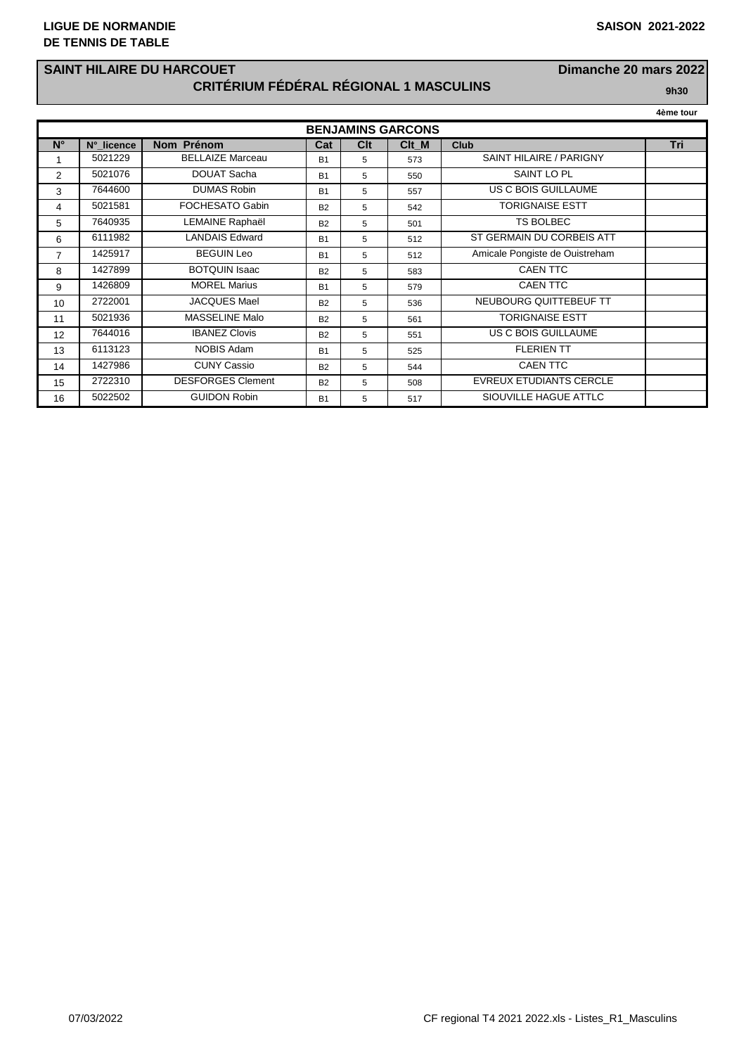**LIGUE DE NORMANDIE**
**DE TENNIS DE TABLE**

**SAISON 2021-2022**

## SAINT HILAIRE DU HARCOUET

**Dimanche 20 mars 2022**

## CRITÉRIUM FÉDÉRAL RÉGIONAL 1 MASCULINS

**9h30**

**4ème tour**

### BENJAMINS GARCONS

| N° | N°_licence | Nom Prénom | Cat | Clt | Clt_M | Club | Tri |
|---|---|---|---|---|---|---|---|
| 1 | 5021229 | BELLAIZE Marceau | B1 | 5 | 573 | SAINT HILAIRE / PARIGNY | |
| 2 | 5021076 | DOUAT Sacha | B1 | 5 | 550 | SAINT LO PL | |
| 3 | 7644600 | DUMAS Robin | B1 | 5 | 557 | US C BOIS GUILLAUME | |
| 4 | 5021581 | FOCHESATO Gabin | B2 | 5 | 542 | TORIGNAISE ESTT | |
| 5 | 7640935 | LEMAINE Raphaël | B2 | 5 | 501 | TS BOLBEC | |
| 6 | 6111982 | LANDAIS Edward | B1 | 5 | 512 | ST GERMAIN DU CORBEIS ATT | |
| 7 | 1425917 | BEGUIN Leo | B1 | 5 | 512 | Amicale Pongiste de Ouistreham | |
| 8 | 1427899 | BOTQUIN Isaac | B2 | 5 | 583 | CAEN TTC | |
| 9 | 1426809 | MOREL Marius | B1 | 5 | 579 | CAEN TTC | |
| 10 | 2722001 | JACQUES Mael | B2 | 5 | 536 | NEUBOURG QUITTEBEUF TT | |
| 11 | 5021936 | MASSELINE Malo | B2 | 5 | 561 | TORIGNAISE ESTT | |
| 12 | 7644016 | IBANEZ Clovis | B2 | 5 | 551 | US C BOIS GUILLAUME | |
| 13 | 6113123 | NOBIS Adam | B1 | 5 | 525 | FLERIEN TT | |
| 14 | 1427986 | CUNY Cassio | B2 | 5 | 544 | CAEN TTC | |
| 15 | 2722310 | DESFORGES Clement | B2 | 5 | 508 | EVREUX ETUDIANTS CERCLE | |
| 16 | 5022502 | GUIDON Robin | B1 | 5 | 517 | SIOUVILLE HAGUE ATTLC | |